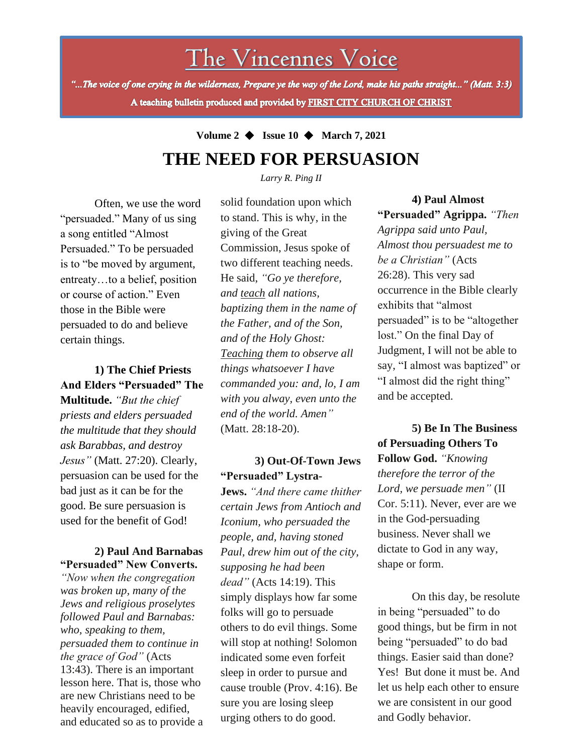# The Vincennes Voice

*"...The voice of one crying in the wilderness, Prepare ye the way of the Lord, make his paths straight..." (Matt. 3:3)*

**A teaching bulletin produced and provided by FIRST CITY CHURCH OF CHRIST**

**Volume 2 ◆ Issue 10 ◆ March 7, 2021**

## THE NEED FOR PERSUASION

*Larry R. Ping II*

Often, we use the word "persuaded." Many of us sing a song entitled "Almost Persuaded." To be persuaded is to "be moved by argument, entreaty…to a belief, position or course of action." Even those in the Bible were persuaded to do and believe certain things.

**1) The Chief Priests And Elders "Persuaded" The Multitude.** *"But the chief priests and elders persuaded the multitude that they should ask Barabbas, and destroy Jesus"* (Matt. 27:20). Clearly, persuasion can be used for the bad just as it can be for the good. Be sure persuasion is used for the benefit of God!

**2) Paul And Barnabas "Persuaded" New Converts.** *"Now when the congregation was broken up, many of the Jews and religious proselytes followed Paul and Barnabas: who, speaking to them, persuaded them to continue in the grace of God"* (Acts 13:43). There is an important lesson here. That is, those who are new Christians need to be heavily encouraged, edified, and educated so as to provide a solid foundation upon which to stand. This is why, in the giving of the Great Commission, Jesus spoke of two different teaching needs. He said, *"Go ye therefore, and teach all nations, baptizing them in the name of the Father, and of the Son, and of the Holy Ghost: Teaching them to observe all things whatsoever I have commanded you: and, lo, I am with you alway, even unto the end of the world. Amen"* (Matt. 28:18-20).

**3) Out-Of-Town Jews "Persuaded" Lystra-Jews.** *"And there came thither certain Jews from Antioch and Iconium, who persuaded the people, and, having stoned Paul, drew him out of the city, supposing he had been dead"* (Acts 14:19). This simply displays how far some folks will go to persuade others to do evil things. Some will stop at nothing! Solomon indicated some even forfeit sleep in order to pursue and cause trouble (Prov. 4:16). Be sure you are losing sleep urging others to do good.

**4) Paul Almost "Persuaded" Agrippa.** *"Then Agrippa said unto Paul, Almost thou persuadest me to be a Christian"* (Acts 26:28). This very sad occurrence in the Bible clearly exhibits that "almost persuaded" is to be "altogether lost." On the final Day of Judgment, I will not be able to say, "I almost was baptized" or "I almost did the right thing" and be accepted.

**5) Be In The Business of Persuading Others To Follow God.** *"Knowing therefore the terror of the Lord, we persuade men"* (II Cor. 5:11). Never, ever are we in the God-persuading business. Never shall we dictate to God in any way, shape or form.

On this day, be resolute in being "persuaded" to do good things, but be firm in not being "persuaded" to do bad things. Easier said than done? Yes! But done it must be. And let us help each other to ensure we are consistent in our good and Godly behavior.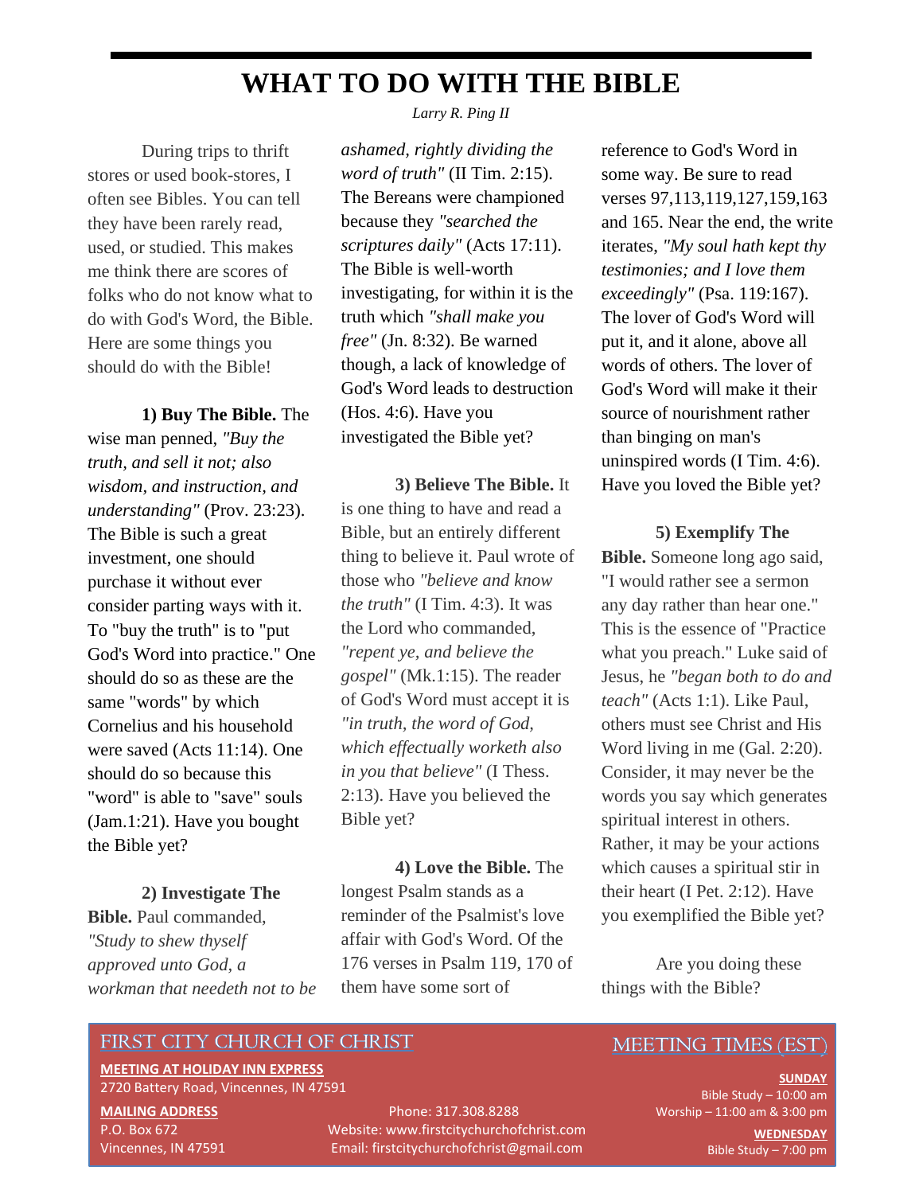# WHAT TO DO WITH THE BIBLE

*Larry R. Ping II*

During trips to thrift stores or used book-stores, I often see Bibles. You can tell they have been rarely read, used, or studied. This makes me think there are scores of folks who do not know what to do with God's Word, the Bible. Here are some things you should do with the Bible!

**1) Buy The Bible.** The wise man penned, *"Buy the truth, and sell it not; also wisdom, and instruction, and understanding"* (Prov. 23:23). The Bible is such a great investment, one should purchase it without ever consider parting ways with it. To "buy the truth" is to "put God's Word into practice." One should do so as these are the same "words" by which Cornelius and his household were saved (Acts 11:14). One should do so because this "word" is able to "save" souls (Jam.1:21). Have you bought the Bible yet?

**2) Investigate The Bible.** Paul commanded, *"Study to shew thyself approved unto God, a workman that needeth not to be ashamed, rightly dividing the word of truth"* (II Tim. 2:15). The Bereans were championed because they *"searched the scriptures daily"* (Acts 17:11). The Bible is well-worth investigating, for within it is the truth which *"shall make you free"* (Jn. 8:32). Be warned though, a lack of knowledge of God's Word leads to destruction (Hos. 4:6). Have you investigated the Bible yet?

**3) Believe The Bible.** It is one thing to have and read a Bible, but an entirely different thing to believe it. Paul wrote of those who *"believe and know the truth"* (I Tim. 4:3). It was the Lord who commanded, *"repent ye, and believe the gospel"* (Mk.1:15). The reader of God's Word must accept it is *"in truth, the word of God, which effectually worketh also in you that believe"* (I Thess. 2:13). Have you believed the Bible yet?

**4) Love the Bible.** The longest Psalm stands as a reminder of the Psalmist's love affair with God's Word. Of the 176 verses in Psalm 119, 170 of them have some sort of reference to God's Word in some way. Be sure to read verses 97,113,119,127,159,163 and 165. Near the end, the write iterates, *"My soul hath kept thy testimonies; and I love them exceedingly"* (Psa. 119:167). The lover of God's Word will put it, and it alone, above all words of others. The lover of God's Word will make it their source of nourishment rather than binging on man's uninspired words (I Tim. 4:6). Have you loved the Bible yet?

**5) Exemplify The Bible.** Someone long ago said, "I would rather see a sermon any day rather than hear one." This is the essence of "Practice what you preach." Luke said of Jesus, he *"began both to do and teach"* (Acts 1:1). Like Paul, others must see Christ and His Word living in me (Gal. 2:20). Consider, it may never be the words you say which generates spiritual interest in others. Rather, it may be your actions which causes a spiritual stir in their heart (I Pet. 2:12). Have you exemplified the Bible yet?

Are you doing these things with the Bible?

---

## FIRST CITY CHURCH OF CHRIST

**MEETING AT HOLIDAY INN EXPRESS**
2720 Battery Road, Vincennes, IN 47591

**MAILING ADDRESS**
P.O. Box 672
Vincennes, IN 47591

Phone: 317.308.8288
Website: www.firstcitychurchofchrist.com
Email: firstcitychurchofchrist@gmail.com

## MEETING TIMES (EST)

**SUNDAY**
Bible Study – 10:00 am
Worship – 11:00 am & 3:00 pm

**WEDNESDAY**
Bible Study – 7:00 pm